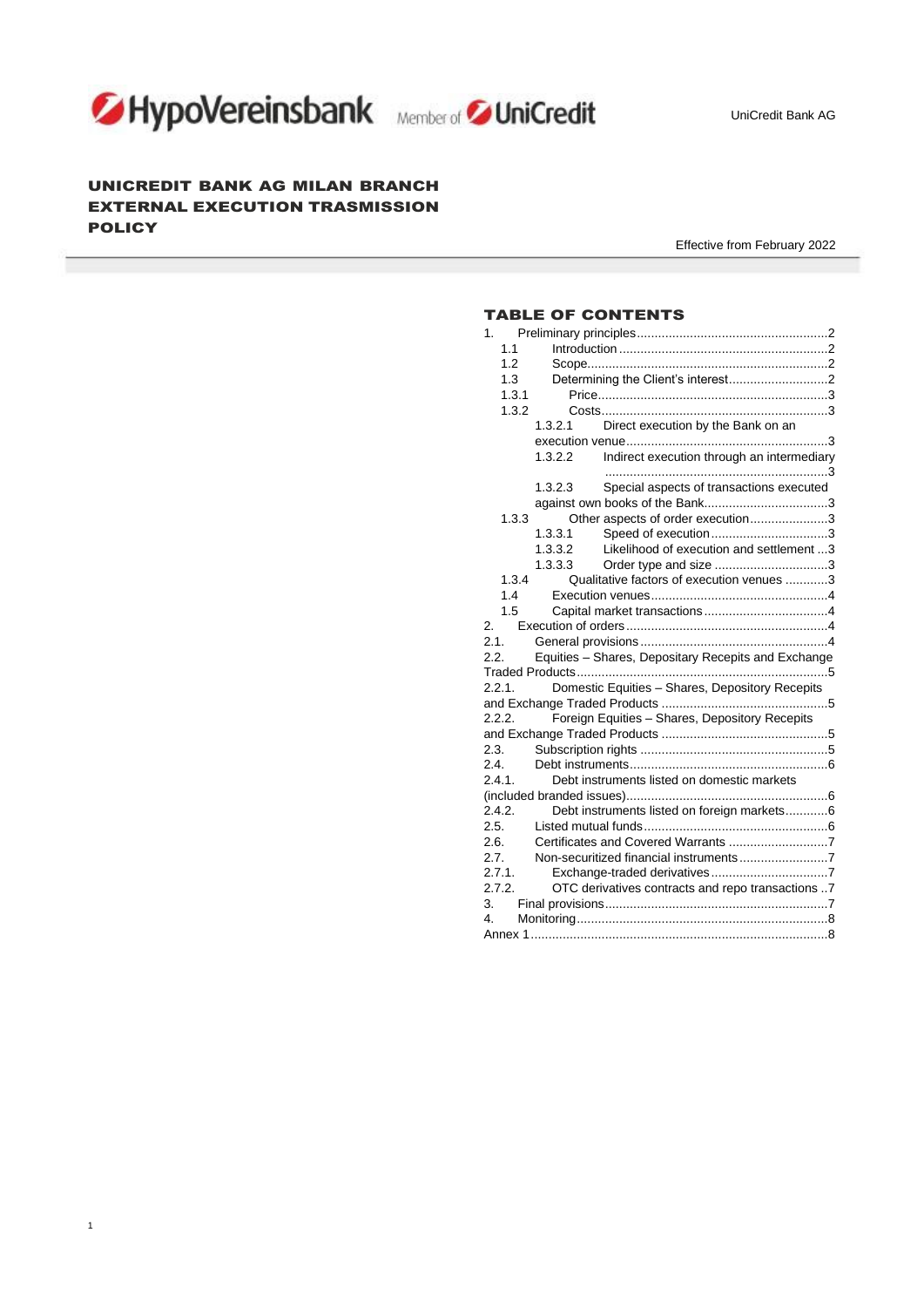UniCredit Bank AG

# UNICREDIT BANK AG MILAN BRANCH EXTERNAL EXECUTION TRASMISSION POLICY

Effective from February 2022

## TABLE OF CONTENTS

1. Preliminary principles....2
   - 1.1 Introduction....2
   - 1.2 Scope....2
   - 1.3 Determining the Client's interest....2
   - 1.3.1 Price....3
   - 1.3.2 Costs....3
     - 1.3.2.1 Direct execution by the Bank on an execution venue....3
     - 1.3.2.2 Indirect execution through an intermediary....3
     - 1.3.2.3 Special aspects of transactions executed against own books of the Bank....3
   - 1.3.3 Other aspects of order execution....3
     - 1.3.3.1 Speed of execution....3
     - 1.3.3.2 Likelihood of execution and settlement....3
     - 1.3.3.3 Order type and size....3
   - 1.3.4 Qualitative factors of execution venues....3
   - 1.4 Execution venues....4
   - 1.5 Capital market transactions....4
2. Execution of orders....4
   - 2.1. General provisions....4
   - 2.2. Equities – Shares, Depositary Recepits and Exchange Traded Products....5
   - 2.2.1. Domestic Equities – Shares, Depository Recepits and Exchange Traded Products....5
   - 2.2.2. Foreign Equities – Shares, Depository Recepits and Exchange Traded Products....5
   - 2.3. Subscription rights....5
   - 2.4. Debt instruments....6
   - 2.4.1. Debt instruments listed on domestic markets (included branded issues)....6
   - 2.4.2. Debt instruments listed on foreign markets....6
   - 2.5. Listed mutual funds....6
   - 2.6. Certificates and Covered Warrants....7
   - 2.7. Non-securitized financial instruments....7
   - 2.7.1. Exchange-traded derivatives....7
   - 2.7.2. OTC derivatives contracts and repo transactions....7
3. Final provisions....7
4. Monitoring....8

Annex 1....8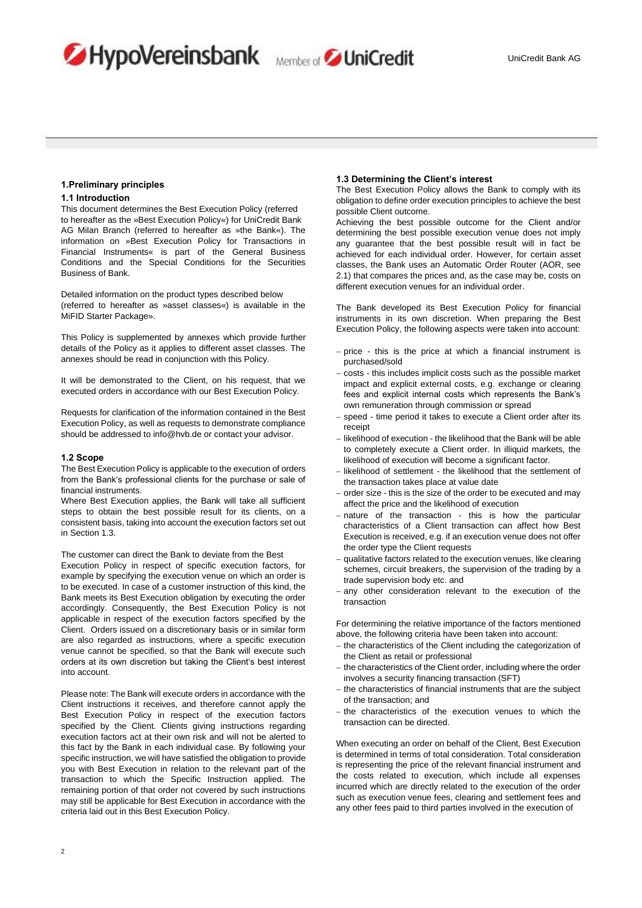## 1.Preliminary principles

### 1.1 Introduction

This document determines the Best Execution Policy (referred to hereafter as the »Best Execution Policy«) for UniCredit Bank AG Milan Branch (referred to hereafter as »the Bank«). The information on »Best Execution Policy for Transactions in Financial Instruments« is part of the General Business Conditions and the Special Conditions for the Securities Business of Bank.

Detailed information on the product types described below (referred to hereafter as »asset classes«) is available in the MiFID Starter Package».

This Policy is supplemented by annexes which provide further details of the Policy as it applies to different asset classes. The annexes should be read in conjunction with this Policy.

It will be demonstrated to the Client, on his request, that we executed orders in accordance with our Best Execution Policy.

Requests for clarification of the information contained in the Best Execution Policy, as well as requests to demonstrate compliance should be addressed to info@hvb.de or contact your advisor.

### 1.2 Scope

The Best Execution Policy is applicable to the execution of orders from the Bank's professional clients for the purchase or sale of financial instruments.

Where Best Execution applies, the Bank will take all sufficient steps to obtain the best possible result for its clients, on a consistent basis, taking into account the execution factors set out in Section 1.3.

The customer can direct the Bank to deviate from the Best Execution Policy in respect of specific execution factors, for example by specifying the execution venue on which an order is to be executed. In case of a customer instruction of this kind, the Bank meets its Best Execution obligation by executing the order accordingly. Consequently, the Best Execution Policy is not applicable in respect of the execution factors specified by the Client. Orders issued on a discretionary basis or in similar form are also regarded as instructions, where a specific execution venue cannot be specified, so that the Bank will execute such orders at its own discretion but taking the Client's best interest into account.

Please note: The Bank will execute orders in accordance with the Client instructions it receives, and therefore cannot apply the Best Execution Policy in respect of the execution factors specified by the Client. Clients giving instructions regarding execution factors act at their own risk and will not be alerted to this fact by the Bank in each individual case. By following your specific instruction, we will have satisfied the obligation to provide you with Best Execution in relation to the relevant part of the transaction to which the Specific Instruction applied. The remaining portion of that order not covered by such instructions may still be applicable for Best Execution in accordance with the criteria laid out in this Best Execution Policy.

### 1.3 Determining the Client's interest

The Best Execution Policy allows the Bank to comply with its obligation to define order execution principles to achieve the best possible Client outcome.

Achieving the best possible outcome for the Client and/or determining the best possible execution venue does not imply any guarantee that the best possible result will in fact be achieved for each individual order. However, for certain asset classes, the Bank uses an Automatic Order Router (AOR, see 2.1) that compares the prices and, as the case may be, costs on different execution venues for an individual order.

The Bank developed its Best Execution Policy for financial instruments in its own discretion. When preparing the Best Execution Policy, the following aspects were taken into account:

- price - this is the price at which a financial instrument is purchased/sold
- costs - this includes implicit costs such as the possible market impact and explicit external costs, e.g. exchange or clearing fees and explicit internal costs which represents the Bank's own remuneration through commission or spread
- speed - time period it takes to execute a Client order after its receipt
- likelihood of execution - the likelihood that the Bank will be able to completely execute a Client order. In illiquid markets, the likelihood of execution will become a significant factor.
- likelihood of settlement - the likelihood that the settlement of the transaction takes place at value date
- order size - this is the size of the order to be executed and may affect the price and the likelihood of execution
- nature of the transaction - this is how the particular characteristics of a Client transaction can affect how Best Execution is received, e.g. if an execution venue does not offer the order type the Client requests
- qualitative factors related to the execution venues, like clearing schemes, circuit breakers, the supervision of the trading by a trade supervision body etc. and
- any other consideration relevant to the execution of the transaction

For determining the relative importance of the factors mentioned above, the following criteria have been taken into account:

- the characteristics of the Client including the categorization of the Client as retail or professional
- the characteristics of the Client order, including where the order involves a security financing transaction (SFT)
- the characteristics of financial instruments that are the subject of the transaction; and
- the characteristics of the execution venues to which the transaction can be directed.

When executing an order on behalf of the Client, Best Execution is determined in terms of total consideration. Total consideration is representing the price of the relevant financial instrument and the costs related to execution, which include all expenses incurred which are directly related to the execution of the order such as execution venue fees, clearing and settlement fees and any other fees paid to third parties involved in the execution of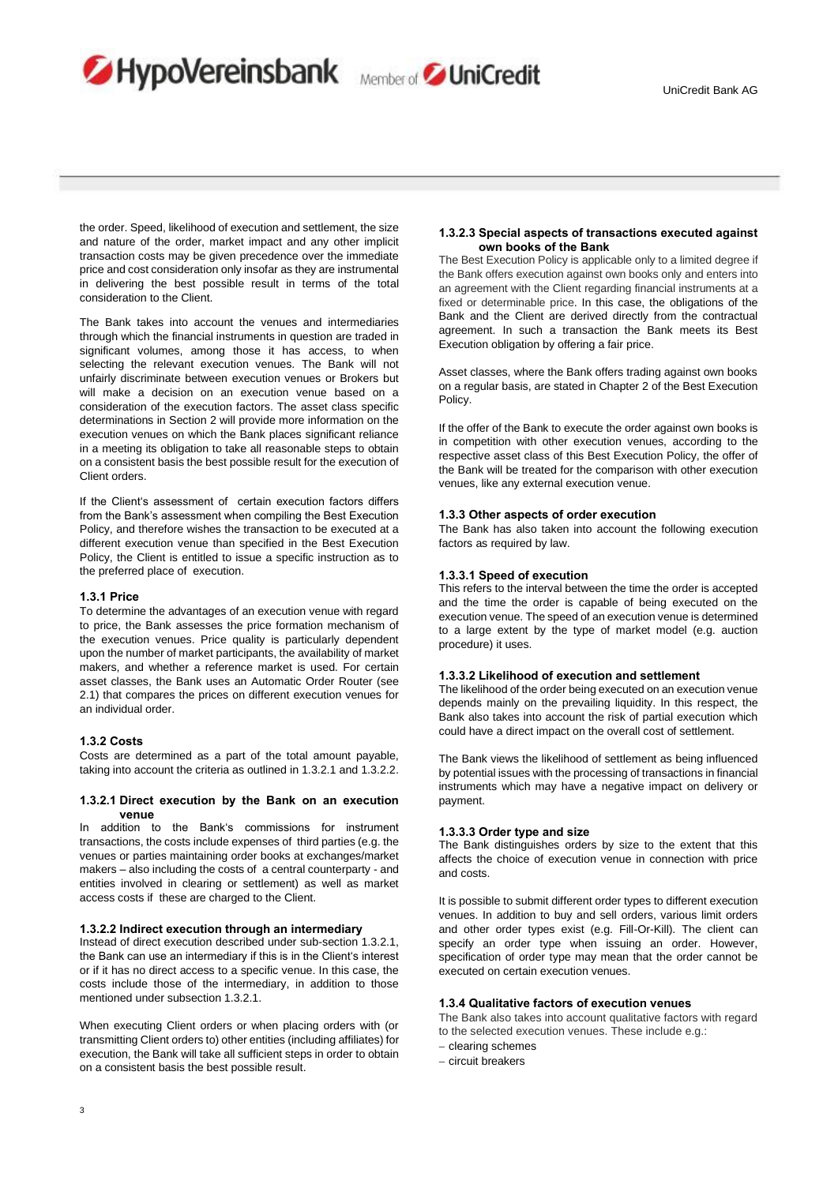the order. Speed, likelihood of execution and settlement, the size and nature of the order, market impact and any other implicit transaction costs may be given precedence over the immediate price and cost consideration only insofar as they are instrumental in delivering the best possible result in terms of the total consideration to the Client.

The Bank takes into account the venues and intermediaries through which the financial instruments in question are traded in significant volumes, among those it has access, to when selecting the relevant execution venues. The Bank will not unfairly discriminate between execution venues or Brokers but will make a decision on an execution venue based on a consideration of the execution factors. The asset class specific determinations in Section 2 will provide more information on the execution venues on which the Bank places significant reliance in a meeting its obligation to take all reasonable steps to obtain on a consistent basis the best possible result for the execution of Client orders.

If the Client's assessment of certain execution factors differs from the Bank's assessment when compiling the Best Execution Policy, and therefore wishes the transaction to be executed at a different execution venue than specified in the Best Execution Policy, the Client is entitled to issue a specific instruction as to the preferred place of execution.

#### 1.3.1 Price

To determine the advantages of an execution venue with regard to price, the Bank assesses the price formation mechanism of the execution venues. Price quality is particularly dependent upon the number of market participants, the availability of market makers, and whether a reference market is used. For certain asset classes, the Bank uses an Automatic Order Router (see 2.1) that compares the prices on different execution venues for an individual order.

#### 1.3.2 Costs

Costs are determined as a part of the total amount payable, taking into account the criteria as outlined in 1.3.2.1 and 1.3.2.2.

##### 1.3.2.1 Direct execution by the Bank on an execution venue

In addition to the Bank's commissions for instrument transactions, the costs include expenses of third parties (e.g. the venues or parties maintaining order books at exchanges/market makers – also including the costs of a central counterparty - and entities involved in clearing or settlement) as well as market access costs if these are charged to the Client.

##### 1.3.2.2 Indirect execution through an intermediary

Instead of direct execution described under sub-section 1.3.2.1, the Bank can use an intermediary if this is in the Client's interest or if it has no direct access to a specific venue. In this case, the costs include those of the intermediary, in addition to those mentioned under subsection 1.3.2.1.

When executing Client orders or when placing orders with (or transmitting Client orders to) other entities (including affiliates) for execution, the Bank will take all sufficient steps in order to obtain on a consistent basis the best possible result.

##### 1.3.2.3 Special aspects of transactions executed against own books of the Bank

The Best Execution Policy is applicable only to a limited degree if the Bank offers execution against own books only and enters into an agreement with the Client regarding financial instruments at a fixed or determinable price. In this case, the obligations of the Bank and the Client are derived directly from the contractual agreement. In such a transaction the Bank meets its Best Execution obligation by offering a fair price.

Asset classes, where the Bank offers trading against own books on a regular basis, are stated in Chapter 2 of the Best Execution Policy.

If the offer of the Bank to execute the order against own books is in competition with other execution venues, according to the respective asset class of this Best Execution Policy, the offer of the Bank will be treated for the comparison with other execution venues, like any external execution venue.

#### 1.3.3 Other aspects of order execution

The Bank has also taken into account the following execution factors as required by law.

##### 1.3.3.1 Speed of execution

This refers to the interval between the time the order is accepted and the time the order is capable of being executed on the execution venue. The speed of an execution venue is determined to a large extent by the type of market model (e.g. auction procedure) it uses.

##### 1.3.3.2 Likelihood of execution and settlement

The likelihood of the order being executed on an execution venue depends mainly on the prevailing liquidity. In this respect, the Bank also takes into account the risk of partial execution which could have a direct impact on the overall cost of settlement.

The Bank views the likelihood of settlement as being influenced by potential issues with the processing of transactions in financial instruments which may have a negative impact on delivery or payment.

##### 1.3.3.3 Order type and size

The Bank distinguishes orders by size to the extent that this affects the choice of execution venue in connection with price and costs.

It is possible to submit different order types to different execution venues. In addition to buy and sell orders, various limit orders and other order types exist (e.g. Fill-Or-Kill). The client can specify an order type when issuing an order. However, specification of order type may mean that the order cannot be executed on certain execution venues.

#### 1.3.4 Qualitative factors of execution venues

The Bank also takes into account qualitative factors with regard to the selected execution venues. These include e.g.:

- clearing schemes
- circuit breakers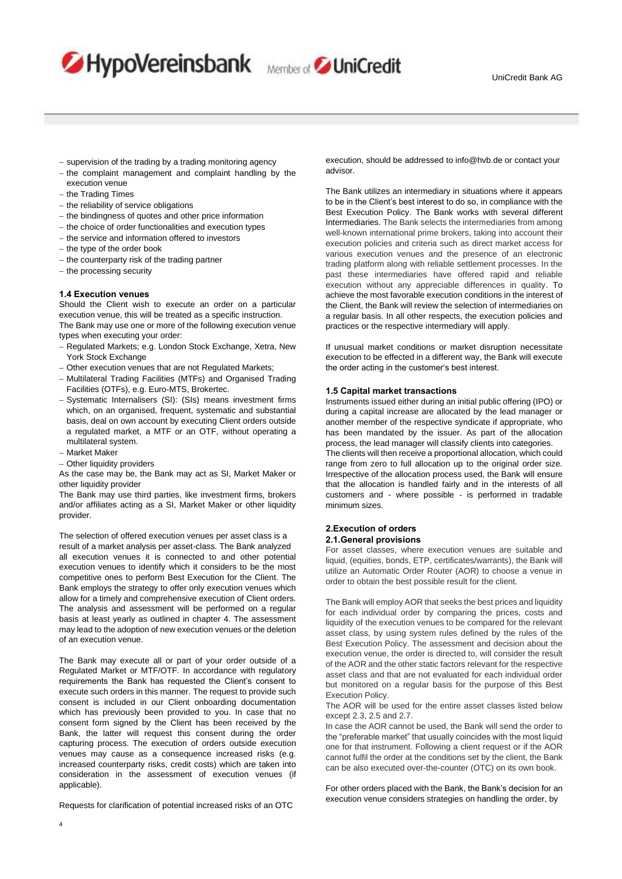- supervision of the trading by a trading monitoring agency
- the complaint management and complaint handling by the execution venue
- the Trading Times
- the reliability of service obligations
- the bindingness of quotes and other price information
- the choice of order functionalities and execution types
- the service and information offered to investors
- the type of the order book
- the counterparty risk of the trading partner
- the processing security

### 1.4 Execution venues

Should the Client wish to execute an order on a particular execution venue, this will be treated as a specific instruction.
The Bank may use one or more of the following execution venue types when executing your order:

- Regulated Markets; e.g. London Stock Exchange, Xetra, New York Stock Exchange
- Other execution venues that are not Regulated Markets;
- Multilateral Trading Facilities (MTFs) and Organised Trading Facilities (OTFs), e.g. Euro-MTS, Brokertec.
- Systematic Internalisers (SI): (SIs) means investment firms which, on an organised, frequent, systematic and substantial basis, deal on own account by executing Client orders outside a regulated market, a MTF or an OTF, without operating a multilateral system.
- Market Maker
- Other liquidity providers

As the case may be, the Bank may act as SI, Market Maker or other liquidity provider
The Bank may use third parties, like investment firms, brokers and/or affiliates acting as a SI, Market Maker or other liquidity provider.

The selection of offered execution venues per asset class is a result of a market analysis per asset-class. The Bank analyzed all execution venues it is connected to and other potential execution venues to identify which it considers to be the most competitive ones to perform Best Execution for the Client. The Bank employs the strategy to offer only execution venues which allow for a timely and comprehensive execution of Client orders. The analysis and assessment will be performed on a regular basis at least yearly as outlined in chapter 4. The assessment may lead to the adoption of new execution venues or the deletion of an execution venue.

The Bank may execute all or part of your order outside of a Regulated Market or MTF/OTF. In accordance with regulatory requirements the Bank has requested the Client's consent to execute such orders in this manner. The request to provide such consent is included in our Client onboarding documentation which has previously been provided to you. In case that no consent form signed by the Client has been received by the Bank, the latter will request this consent during the order capturing process. The execution of orders outside execution venues may cause as a consequence increased risks (e.g. increased counterparty risks, credit costs) which are taken into consideration in the assessment of execution venues (if applicable).

Requests for clarification of potential increased risks of an OTC execution, should be addressed to info@hvb.de or contact your advisor.

The Bank utilizes an intermediary in situations where it appears to be in the Client's best interest to do so, in compliance with the Best Execution Policy. The Bank works with several different Intermediaries. The Bank selects the intermediaries from among well-known international prime brokers, taking into account their execution policies and criteria such as direct market access for various execution venues and the presence of an electronic trading platform along with reliable settlement processes. In the past these intermediaries have offered rapid and reliable execution without any appreciable differences in quality. To achieve the most favorable execution conditions in the interest of the Client, the Bank will review the selection of intermediaries on a regular basis. In all other respects, the execution policies and practices or the respective intermediary will apply.

If unusual market conditions or market disruption necessitate execution to be effected in a different way, the Bank will execute the order acting in the customer's best interest.

### 1.5 Capital market transactions

Instruments issued either during an initial public offering (IPO) or during a capital increase are allocated by the lead manager or another member of the respective syndicate if appropriate, who has been mandated by the issuer. As part of the allocation process, the lead manager will classify clients into categories. The clients will then receive a proportional allocation, which could range from zero to full allocation up to the original order size. Irrespective of the allocation process used, the Bank will ensure that the allocation is handled fairly and in the interests of all customers and - where possible - is performed in tradable minimum sizes.

## 2. Execution of orders

### 2.1. General provisions

For asset classes, where execution venues are suitable and liquid, (equities, bonds, ETP, certificates/warrants), the Bank will utilize an Automatic Order Router (AOR) to choose a venue in order to obtain the best possible result for the client.

The Bank will employ AOR that seeks the best prices and liquidity for each individual order by comparing the prices, costs and liquidity of the execution venues to be compared for the relevant asset class, by using system rules defined by the rules of the Best Execution Policy. The assessment and decision about the execution venue, the order is directed to, will consider the result of the AOR and the other static factors relevant for the respective asset class and that are not evaluated for each individual order but monitored on a regular basis for the purpose of this Best Execution Policy.
The AOR will be used for the entire asset classes listed below except 2.3, 2.5 and 2.7.
In case the AOR cannot be used, the Bank will send the order to the "preferable market" that usually coincides with the most liquid one for that instrument. Following a client request or if the AOR cannot fulfil the order at the conditions set by the client, the Bank can be also executed over-the-counter (OTC) on its own book.

For other orders placed with the Bank, the Bank's decision for an execution venue considers strategies on handling the order, by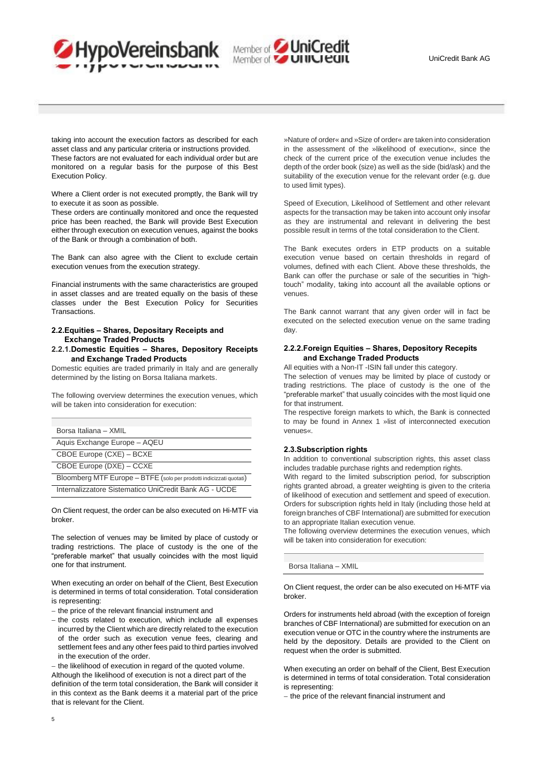taking into account the execution factors as described for each asset class and any particular criteria or instructions provided. These factors are not evaluated for each individual order but are monitored on a regular basis for the purpose of this Best Execution Policy.

Where a Client order is not executed promptly, the Bank will try to execute it as soon as possible.
These orders are continually monitored and once the requested price has been reached, the Bank will provide Best Execution either through execution on execution venues, against the books of the Bank or through a combination of both.

The Bank can also agree with the Client to exclude certain execution venues from the execution strategy.

Financial instruments with the same characteristics are grouped in asset classes and are treated equally on the basis of these classes under the Best Execution Policy for Securities Transactions.

### 2.2. Equities – Shares, Depositary Receipts and Exchange Traded Products

#### 2.2.1. Domestic Equities – Shares, Depository Receipts and Exchange Traded Products

Domestic equities are traded primarily in Italy and are generally determined by the listing on Borsa Italiana markets.

The following overview determines the execution venues, which will be taken into consideration for execution:

| |
|---|
| Borsa Italiana – XMIL |
| Aquis Exchange Europe – AQEU |
| CBOE Europe (CXE) – BCXE |
| CBOE Europe (DXE) – CCXE |
| Bloomberg MTF Europe – BTFE (solo per prodotti indicizzati quotati) |
| Internalizzatore Sistematico UniCredit Bank AG - UCDE |

On Client request, the order can be also executed on Hi-MTF via broker.

The selection of venues may be limited by place of custody or trading restrictions. The place of custody is the one of the "preferable market" that usually coincides with the most liquid one for that instrument.

When executing an order on behalf of the Client, Best Execution is determined in terms of total consideration. Total consideration is representing:

- the price of the relevant financial instrument and
- the costs related to execution, which include all expenses incurred by the Client which are directly related to the execution of the order such as execution venue fees, clearing and settlement fees and any other fees paid to third parties involved in the execution of the order.
- the likelihood of execution in regard of the quoted volume.

Although the likelihood of execution is not a direct part of the definition of the term total consideration, the Bank will consider it in this context as the Bank deems it a material part of the price that is relevant for the Client.

»Nature of order« and »Size of order« are taken into consideration in the assessment of the »likelihood of execution«, since the check of the current price of the execution venue includes the depth of the order book (size) as well as the side (bid/ask) and the suitability of the execution venue for the relevant order (e.g. due to used limit types).

Speed of Execution, Likelihood of Settlement and other relevant aspects for the transaction may be taken into account only insofar as they are instrumental and relevant in delivering the best possible result in terms of the total consideration to the Client.

The Bank executes orders in ETP products on a suitable execution venue based on certain thresholds in regard of volumes, defined with each Client. Above these thresholds, the Bank can offer the purchase or sale of the securities in "high-touch" modality, taking into account all the available options or venues.

The Bank cannot warrant that any given order will in fact be executed on the selected execution venue on the same trading day.

#### 2.2.2. Foreign Equities – Shares, Depository Recepits and Exchange Traded Products

All equities with a Non-IT -ISIN fall under this category.
The selection of venues may be limited by place of custody or trading restrictions. The place of custody is the one of the "preferable market" that usually coincides with the most liquid one for that instrument.
The respective foreign markets to which, the Bank is connected to may be found in Annex 1 »list of interconnected execution venues«.

### 2.3. Subscription rights

In addition to conventional subscription rights, this asset class includes tradable purchase rights and redemption rights.
With regard to the limited subscription period, for subscription rights granted abroad, a greater weighting is given to the criteria of likelihood of execution and settlement and speed of execution. Orders for subscription rights held in Italy (including those held at foreign branches of CBF International) are submitted for execution to an appropriate Italian execution venue.
The following overview determines the execution venues, which will be taken into consideration for execution:

| |
|---|
| Borsa Italiana – XMIL |

On Client request, the order can be also executed on Hi-MTF via broker.

Orders for instruments held abroad (with the exception of foreign branches of CBF International) are submitted for execution on an execution venue or OTC in the country where the instruments are held by the depository. Details are provided to the Client on request when the order is submitted.

When executing an order on behalf of the Client, Best Execution is determined in terms of total consideration. Total consideration is representing:

- the price of the relevant financial instrument and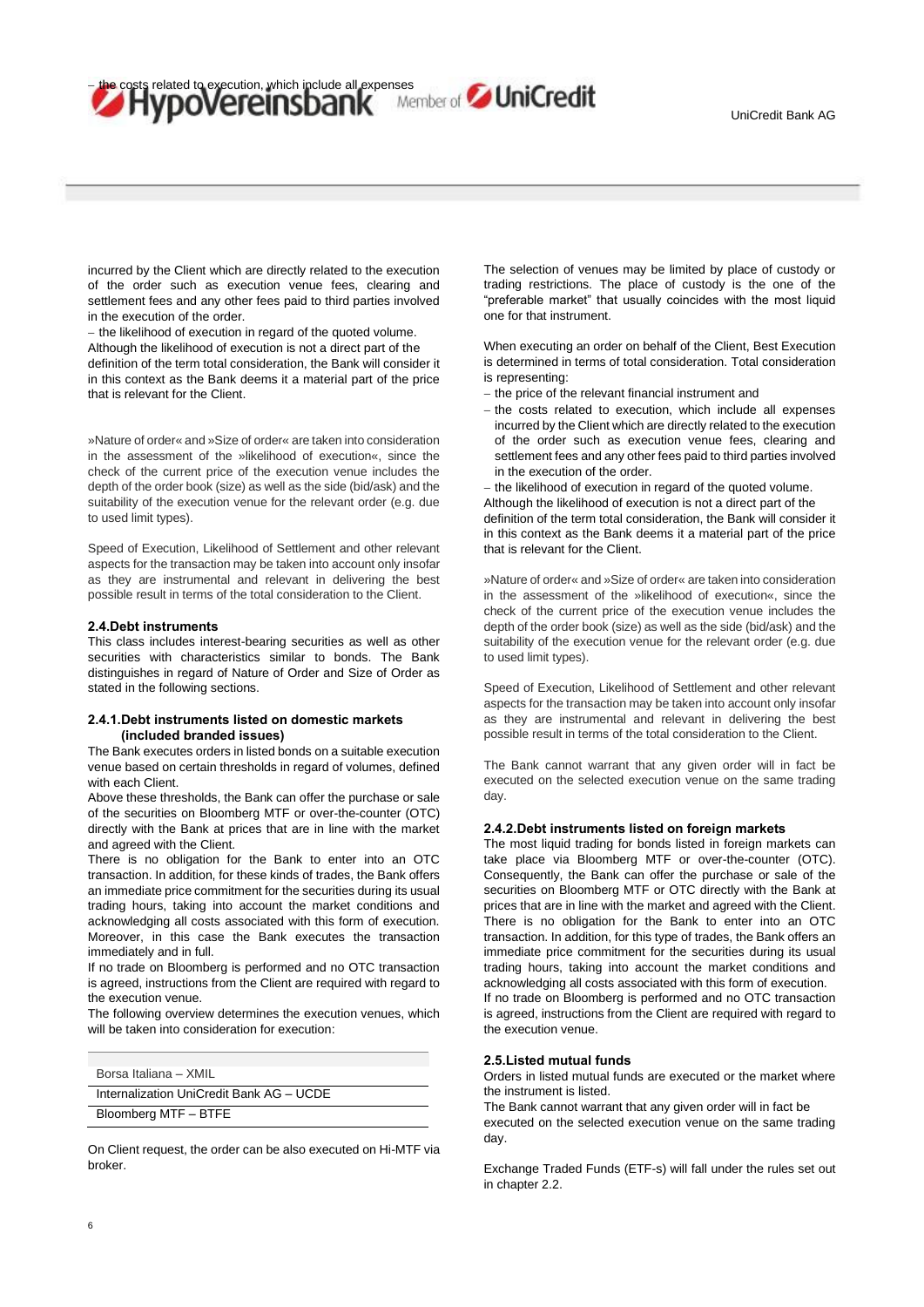– the costs related to execution, which include all expenses incurred by the Client which are directly related to the execution of the order such as execution venue fees, clearing and settlement fees and any other fees paid to third parties involved in the execution of the order.

– the likelihood of execution in regard of the quoted volume.
Although the likelihood of execution is not a direct part of the definition of the term total consideration, the Bank will consider it in this context as the Bank deems it a material part of the price that is relevant for the Client.

»Nature of order« and »Size of order« are taken into consideration in the assessment of the »likelihood of execution«, since the check of the current price of the execution venue includes the depth of the order book (size) as well as the side (bid/ask) and the suitability of the execution venue for the relevant order (e.g. due to used limit types).

Speed of Execution, Likelihood of Settlement and other relevant aspects for the transaction may be taken into account only insofar as they are instrumental and relevant in delivering the best possible result in terms of the total consideration to the Client.

### 2.4. Debt instruments

This class includes interest-bearing securities as well as other securities with characteristics similar to bonds. The Bank distinguishes in regard of Nature of Order and Size of Order as stated in the following sections.

#### 2.4.1. Debt instruments listed on domestic markets (included branded issues)

The Bank executes orders in listed bonds on a suitable execution venue based on certain thresholds in regard of volumes, defined with each Client.

Above these thresholds, the Bank can offer the purchase or sale of the securities on Bloomberg MTF or over-the-counter (OTC) directly with the Bank at prices that are in line with the market and agreed with the Client.

There is no obligation for the Bank to enter into an OTC transaction. In addition, for these kinds of trades, the Bank offers an immediate price commitment for the securities during its usual trading hours, taking into account the market conditions and acknowledging all costs associated with this form of execution. Moreover, in this case the Bank executes the transaction immediately and in full.

If no trade on Bloomberg is performed and no OTC transaction is agreed, instructions from the Client are required with regard to the execution venue.

The following overview determines the execution venues, which will be taken into consideration for execution:

| |
|---|
| Borsa Italiana – XMIL |
| Internalization UniCredit Bank AG – UCDE |
| Bloomberg MTF – BTFE |

On Client request, the order can be also executed on Hi-MTF via broker.

The selection of venues may be limited by place of custody or trading restrictions. The place of custody is the one of the "preferable market" that usually coincides with the most liquid one for that instrument.

When executing an order on behalf of the Client, Best Execution is determined in terms of total consideration. Total consideration is representing:

- the price of the relevant financial instrument and
- the costs related to execution, which include all expenses incurred by the Client which are directly related to the execution of the order such as execution venue fees, clearing and settlement fees and any other fees paid to third parties involved in the execution of the order.
- the likelihood of execution in regard of the quoted volume.

Although the likelihood of execution is not a direct part of the definition of the term total consideration, the Bank will consider it in this context as the Bank deems it a material part of the price that is relevant for the Client.

»Nature of order« and »Size of order« are taken into consideration in the assessment of the »likelihood of execution«, since the check of the current price of the execution venue includes the depth of the order book (size) as well as the side (bid/ask) and the suitability of the execution venue for the relevant order (e.g. due to used limit types).

Speed of Execution, Likelihood of Settlement and other relevant aspects for the transaction may be taken into account only insofar as they are instrumental and relevant in delivering the best possible result in terms of the total consideration to the Client.

The Bank cannot warrant that any given order will in fact be executed on the selected execution venue on the same trading day.

#### 2.4.2. Debt instruments listed on foreign markets

The most liquid trading for bonds listed in foreign markets can take place via Bloomberg MTF or over-the-counter (OTC). Consequently, the Bank can offer the purchase or sale of the securities on Bloomberg MTF or OTC directly with the Bank at prices that are in line with the market and agreed with the Client. There is no obligation for the Bank to enter into an OTC transaction. In addition, for this type of trades, the Bank offers an immediate price commitment for the securities during its usual trading hours, taking into account the market conditions and acknowledging all costs associated with this form of execution.

If no trade on Bloomberg is performed and no OTC transaction is agreed, instructions from the Client are required with regard to the execution venue.

### 2.5. Listed mutual funds

Orders in listed mutual funds are executed or the market where the instrument is listed.

The Bank cannot warrant that any given order will in fact be executed on the selected execution venue on the same trading day.

Exchange Traded Funds (ETF-s) will fall under the rules set out in chapter 2.2.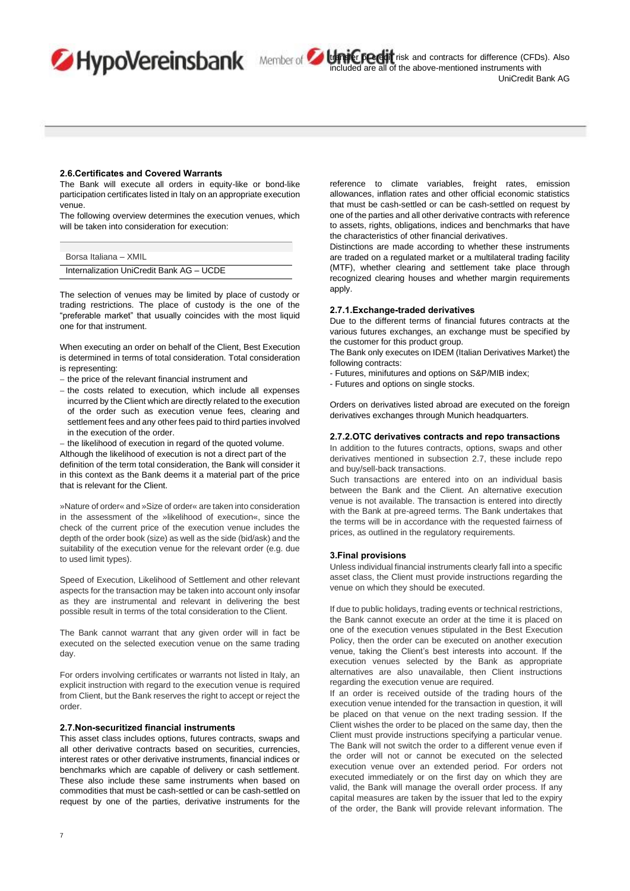### 2.6. Certificates and Covered Warrants

The Bank will execute all orders in equity-like or bond-like participation certificates listed in Italy on an appropriate execution venue.

The following overview determines the execution venues, which will be taken into consideration for execution:

| |
|---|
| Borsa Italiana – XMIL |
| Internalization UniCredit Bank AG – UCDE |

The selection of venues may be limited by place of custody or trading restrictions. The place of custody is the one of the "preferable market" that usually coincides with the most liquid one for that instrument.

When executing an order on behalf of the Client, Best Execution is determined in terms of total consideration. Total consideration is representing:

- the price of the relevant financial instrument and
- the costs related to execution, which include all expenses incurred by the Client which are directly related to the execution of the order such as execution venue fees, clearing and settlement fees and any other fees paid to third parties involved in the execution of the order.
- the likelihood of execution in regard of the quoted volume.

Although the likelihood of execution is not a direct part of the definition of the term total consideration, the Bank will consider it in this context as the Bank deems it a material part of the price that is relevant for the Client.

»Nature of order« and »Size of order« are taken into consideration in the assessment of the »likelihood of execution«, since the check of the current price of the execution venue includes the depth of the order book (size) as well as the side (bid/ask) and the suitability of the execution venue for the relevant order (e.g. due to used limit types).

Speed of Execution, Likelihood of Settlement and other relevant aspects for the transaction may be taken into account only insofar as they are instrumental and relevant in delivering the best possible result in terms of the total consideration to the Client.

The Bank cannot warrant that any given order will in fact be executed on the selected execution venue on the same trading day.

For orders involving certificates or warrants not listed in Italy, an explicit instruction with regard to the execution venue is required from Client, but the Bank reserves the right to accept or reject the order.

### 2.7. Non-securitized financial instruments

This asset class includes options, futures contracts, swaps and all other derivative contracts based on securities, currencies, interest rates or other derivative instruments, financial indices or benchmarks which are capable of delivery or cash settlement. These also include these same instruments when based on commodities that must be cash-settled or can be cash-settled on request by one of the parties, derivative instruments for the transfer of credit risk and contracts for difference (CFDs). Also included are all of the above-mentioned instruments with reference to climate variables, freight rates, emission allowances, inflation rates and other official economic statistics that must be cash-settled or can be cash-settled on request by one of the parties and all other derivative contracts with reference to assets, rights, obligations, indices and benchmarks that have the characteristics of other financial derivatives.

Distinctions are made according to whether these instruments are traded on a regulated market or a multilateral trading facility (MTF), whether clearing and settlement take place through recognized clearing houses and whether margin requirements apply.

#### 2.7.1. Exchange-traded derivatives

Due to the different terms of financial futures contracts at the various futures exchanges, an exchange must be specified by the customer for this product group.

The Bank only executes on IDEM (Italian Derivatives Market) the following contracts:

- Futures, minifutures and options on S&P/MIB index;
- Futures and options on single stocks.

Orders on derivatives listed abroad are executed on the foreign derivatives exchanges through Munich headquarters.

#### 2.7.2. OTC derivatives contracts and repo transactions

In addition to the futures contracts, options, swaps and other derivatives mentioned in subsection 2.7, these include repo and buy/sell-back transactions.

Such transactions are entered into on an individual basis between the Bank and the Client. An alternative execution venue is not available. The transaction is entered into directly with the Bank at pre-agreed terms. The Bank undertakes that the terms will be in accordance with the requested fairness of prices, as outlined in the regulatory requirements.

## 3. Final provisions

Unless individual financial instruments clearly fall into a specific asset class, the Client must provide instructions regarding the venue on which they should be executed.

If due to public holidays, trading events or technical restrictions, the Bank cannot execute an order at the time it is placed on one of the execution venues stipulated in the Best Execution Policy, then the order can be executed on another execution venue, taking the Client's best interests into account. If the execution venues selected by the Bank as appropriate alternatives are also unavailable, then Client instructions regarding the execution venue are required.

If an order is received outside of the trading hours of the execution venue intended for the transaction in question, it will be placed on that venue on the next trading session. If the Client wishes the order to be placed on the same day, then the Client must provide instructions specifying a particular venue. The Bank will not switch the order to a different venue even if the order will not or cannot be executed on the selected execution venue over an extended period. For orders not executed immediately or on the first day on which they are valid, the Bank will manage the overall order process. If any capital measures are taken by the issuer that led to the expiry of the order, the Bank will provide relevant information. The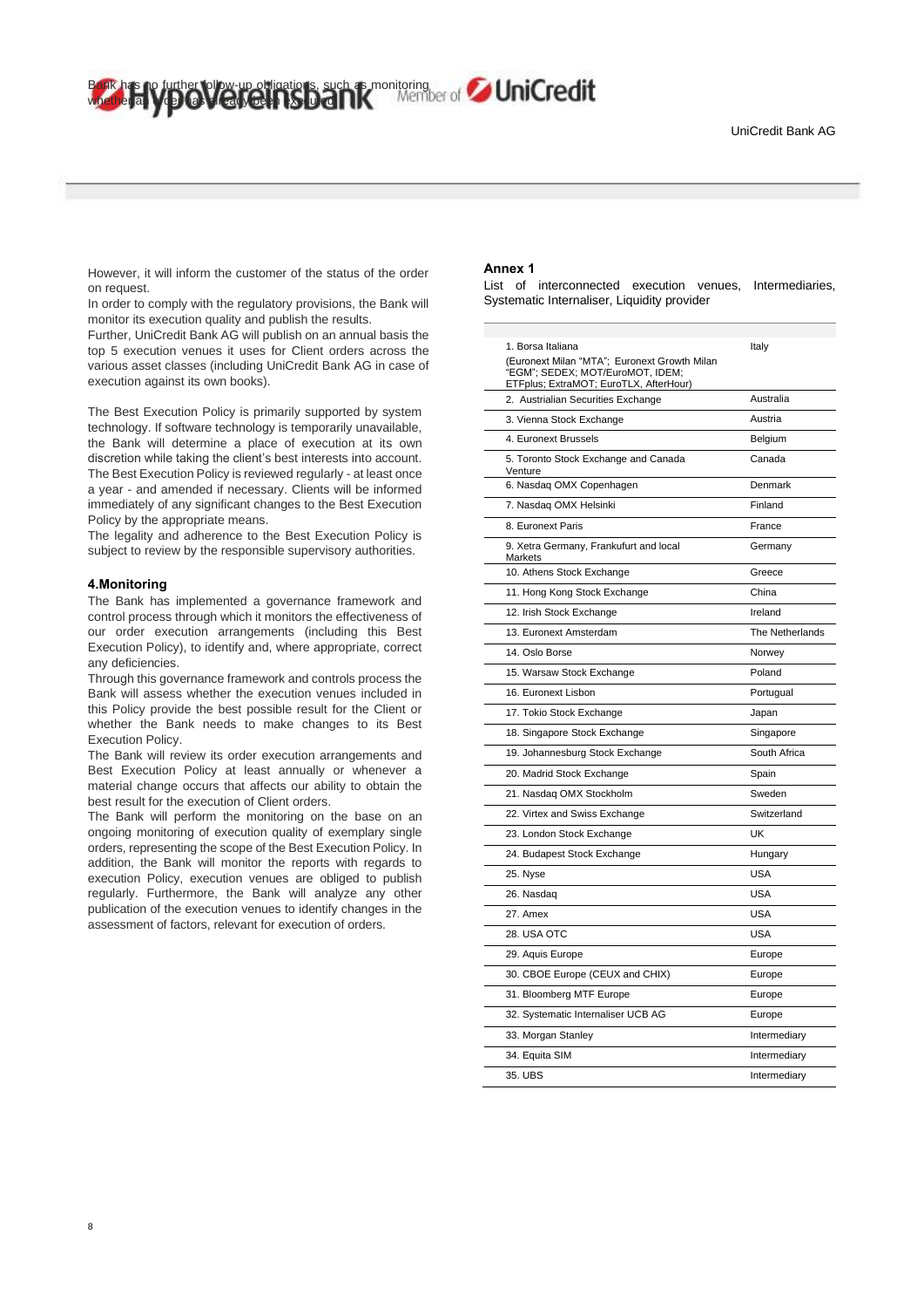However, it will inform the customer of the status of the order on request.
In order to comply with the regulatory provisions, the Bank will monitor its execution quality and publish the results.
Further, UniCredit Bank AG will publish on an annual basis the top 5 execution venues it uses for Client orders across the various asset classes (including UniCredit Bank AG in case of execution against its own books).

The Best Execution Policy is primarily supported by system technology. If software technology is temporarily unavailable, the Bank will determine a place of execution at its own discretion while taking the client's best interests into account.
The Best Execution Policy is reviewed regularly - at least once a year - and amended if necessary. Clients will be informed immediately of any significant changes to the Best Execution Policy by the appropriate means.
The legality and adherence to the Best Execution Policy is subject to review by the responsible supervisory authorities.

## 4.Monitoring

The Bank has implemented a governance framework and control process through which it monitors the effectiveness of our order execution arrangements (including this Best Execution Policy), to identify and, where appropriate, correct any deficiencies.
Through this governance framework and controls process the Bank will assess whether the execution venues included in this Policy provide the best possible result for the Client or whether the Bank needs to make changes to its Best Execution Policy.
The Bank will review its order execution arrangements and Best Execution Policy at least annually or whenever a material change occurs that affects our ability to obtain the best result for the execution of Client orders.
The Bank will perform the monitoring on the base on an ongoing monitoring of execution quality of exemplary single orders, representing the scope of the Best Execution Policy. In addition, the Bank will monitor the reports with regards to execution Policy, execution venues are obliged to publish regularly. Furthermore, the Bank will analyze any other publication of the execution venues to identify changes in the assessment of factors, relevant for execution of orders.

## Annex 1

List of interconnected execution venues, Intermediaries, Systematic Internaliser, Liquidity provider

| | |
|---|---|
| 1. Borsa Italiana (Euronext Milan "MTA"; Euronext Growth Milan "EGM"; SEDEX; MOT/EuroMOT, IDEM; ETFplus; ExtraMOT; EuroTLX, AfterHour) | Italy |
| 2. Austrialian Securities Exchange | Australia |
| 3. Vienna Stock Exchange | Austria |
| 4. Euronext Brussels | Belgium |
| 5. Toronto Stock Exchange and Canada Venture | Canada |
| 6. Nasdaq OMX Copenhagen | Denmark |
| 7. Nasdaq OMX Helsinki | Finland |
| 8. Euronext Paris | France |
| 9. Xetra Germany, Frankfurt and local Markets | Germany |
| 10. Athens Stock Exchange | Greece |
| 11. Hong Kong Stock Exchange | China |
| 12. Irish Stock Exchange | Ireland |
| 13. Euronext Amsterdam | The Netherlands |
| 14. Oslo Borse | Norway |
| 15. Warsaw Stock Exchange | Poland |
| 16. Euronext Lisbon | Portugual |
| 17. Tokio Stock Exchange | Japan |
| 18. Singapore Stock Exchange | Singapore |
| 19. Johannesburg Stock Exchange | South Africa |
| 20. Madrid Stock Exchange | Spain |
| 21. Nasdaq OMX Stockholm | Sweden |
| 22. Virtex and Swiss Exchange | Switzerland |
| 23. London Stock Exchange | UK |
| 24. Budapest Stock Exchange | Hungary |
| 25. Nyse | USA |
| 26. Nasdaq | USA |
| 27. Amex | USA |
| 28. USA OTC | USA |
| 29. Aquis Europe | Europe |
| 30. CBOE Europe (CEUX and CHIX) | Europe |
| 31. Bloomberg MTF Europe | Europe |
| 32. Systematic Internaliser UCB AG | Europe |
| 33. Morgan Stanley | Intermediary |
| 34. Equita SIM | Intermediary |
| 35. UBS | Intermediary |